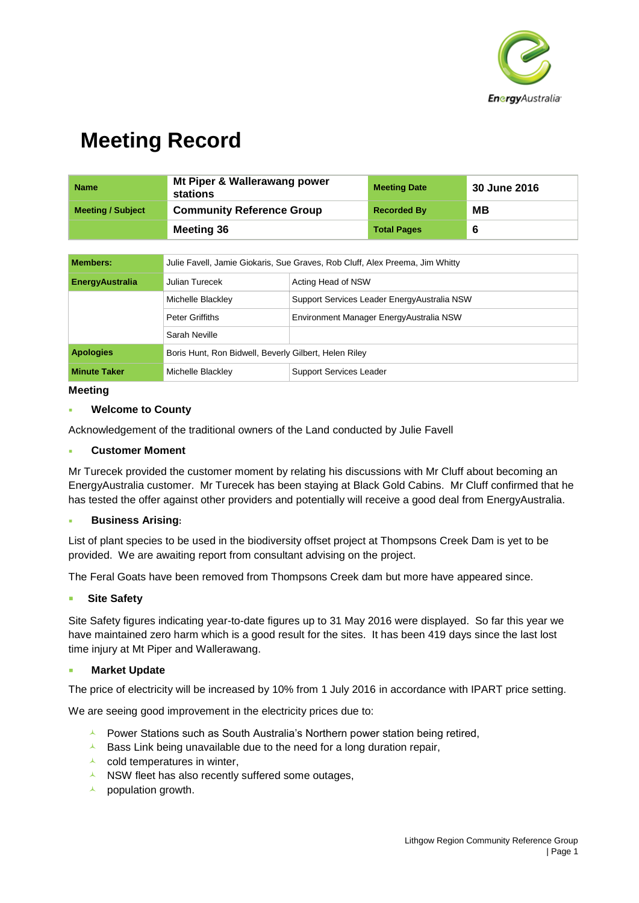# Meeting Record

| Name | Mt Piper & Wallerawang power stations | Meeting Date | 30 June 2016 |
|---|---|---|---|
| Meeting / Subject | Community Reference Group | Recorded By | MB |
| | Meeting 36 | Total Pages | 6 |

| Members: | Julie Favell, Jamie Giokaris, Sue Graves, Rob Cluff, Alex Preema, Jim Whitty | |
|---|---|---|
| EnergyAustralia | Julian Turecek | Acting Head of NSW |
| | Michelle Blackley | Support Services Leader EnergyAustralia NSW |
| | Peter Griffiths | Environment Manager EnergyAustralia NSW |
| | Sarah Neville | |
| Apologies | Boris Hunt, Ron Bidwell, Beverly Gilbert, Helen Riley | |
| Minute Taker | Michelle Blackley | Support Services Leader |

**Meeting**

- **Welcome to County**

Acknowledgement of the traditional owners of the Land conducted by Julie Favell

- **Customer Moment**

Mr Turecek provided the customer moment by relating his discussions with Mr Cluff about becoming an EnergyAustralia customer. Mr Turecek has been staying at Black Gold Cabins. Mr Cluff confirmed that he has tested the offer against other providers and potentially will receive a good deal from EnergyAustralia.

- **Business Arising:**

List of plant species to be used in the biodiversity offset project at Thompsons Creek Dam is yet to be provided. We are awaiting report from consultant advising on the project.

The Feral Goats have been removed from Thompsons Creek dam but more have appeared since.

- **Site Safety**

Site Safety figures indicating year-to-date figures up to 31 May 2016 were displayed. So far this year we have maintained zero harm which is a good result for the sites. It has been 419 days since the last lost time injury at Mt Piper and Wallerawang.

- **Market Update**

The price of electricity will be increased by 10% from 1 July 2016 in accordance with IPART price setting.

We are seeing good improvement in the electricity prices due to:

- Power Stations such as South Australia's Northern power station being retired,
- Bass Link being unavailable due to the need for a long duration repair,
- cold temperatures in winter,
- NSW fleet has also recently suffered some outages,
- population growth.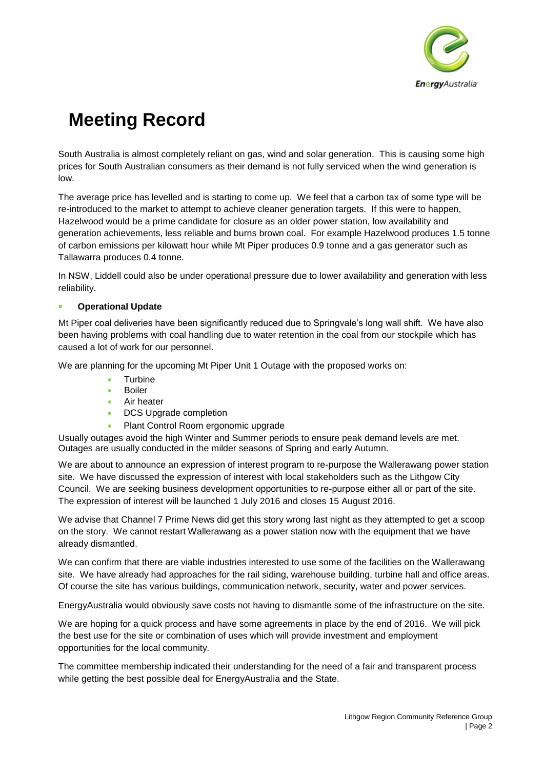# Meeting Record

South Australia is almost completely reliant on gas, wind and solar generation. This is causing some high prices for South Australian consumers as their demand is not fully serviced when the wind generation is low.

The average price has levelled and is starting to come up. We feel that a carbon tax of some type will be re-introduced to the market to attempt to achieve cleaner generation targets. If this were to happen, Hazelwood would be a prime candidate for closure as an older power station, low availability and generation achievements, less reliable and burns brown coal. For example Hazelwood produces 1.5 tonne of carbon emissions per kilowatt hour while Mt Piper produces 0.9 tonne and a gas generator such as Tallawarra produces 0.4 tonne.

In NSW, Liddell could also be under operational pressure due to lower availability and generation with less reliability.

- **Operational Update**

Mt Piper coal deliveries have been significantly reduced due to Springvale's long wall shift. We have also been having problems with coal handling due to water retention in the coal from our stockpile which has caused a lot of work for our personnel.

We are planning for the upcoming Mt Piper Unit 1 Outage with the proposed works on:

- Turbine
- Boiler
- Air heater
- DCS Upgrade completion
- Plant Control Room ergonomic upgrade

Usually outages avoid the high Winter and Summer periods to ensure peak demand levels are met. Outages are usually conducted in the milder seasons of Spring and early Autumn.

We are about to announce an expression of interest program to re-purpose the Wallerawang power station site. We have discussed the expression of interest with local stakeholders such as the Lithgow City Council. We are seeking business development opportunities to re-purpose either all or part of the site. The expression of interest will be launched 1 July 2016 and closes 15 August 2016.

We advise that Channel 7 Prime News did get this story wrong last night as they attempted to get a scoop on the story. We cannot restart Wallerawang as a power station now with the equipment that we have already dismantled.

We can confirm that there are viable industries interested to use some of the facilities on the Wallerawang site. We have already had approaches for the rail siding, warehouse building, turbine hall and office areas. Of course the site has various buildings, communication network, security, water and power services.

EnergyAustralia would obviously save costs not having to dismantle some of the infrastructure on the site.

We are hoping for a quick process and have some agreements in place by the end of 2016. We will pick the best use for the site or combination of uses which will provide investment and employment opportunities for the local community.

The committee membership indicated their understanding for the need of a fair and transparent process while getting the best possible deal for EnergyAustralia and the State.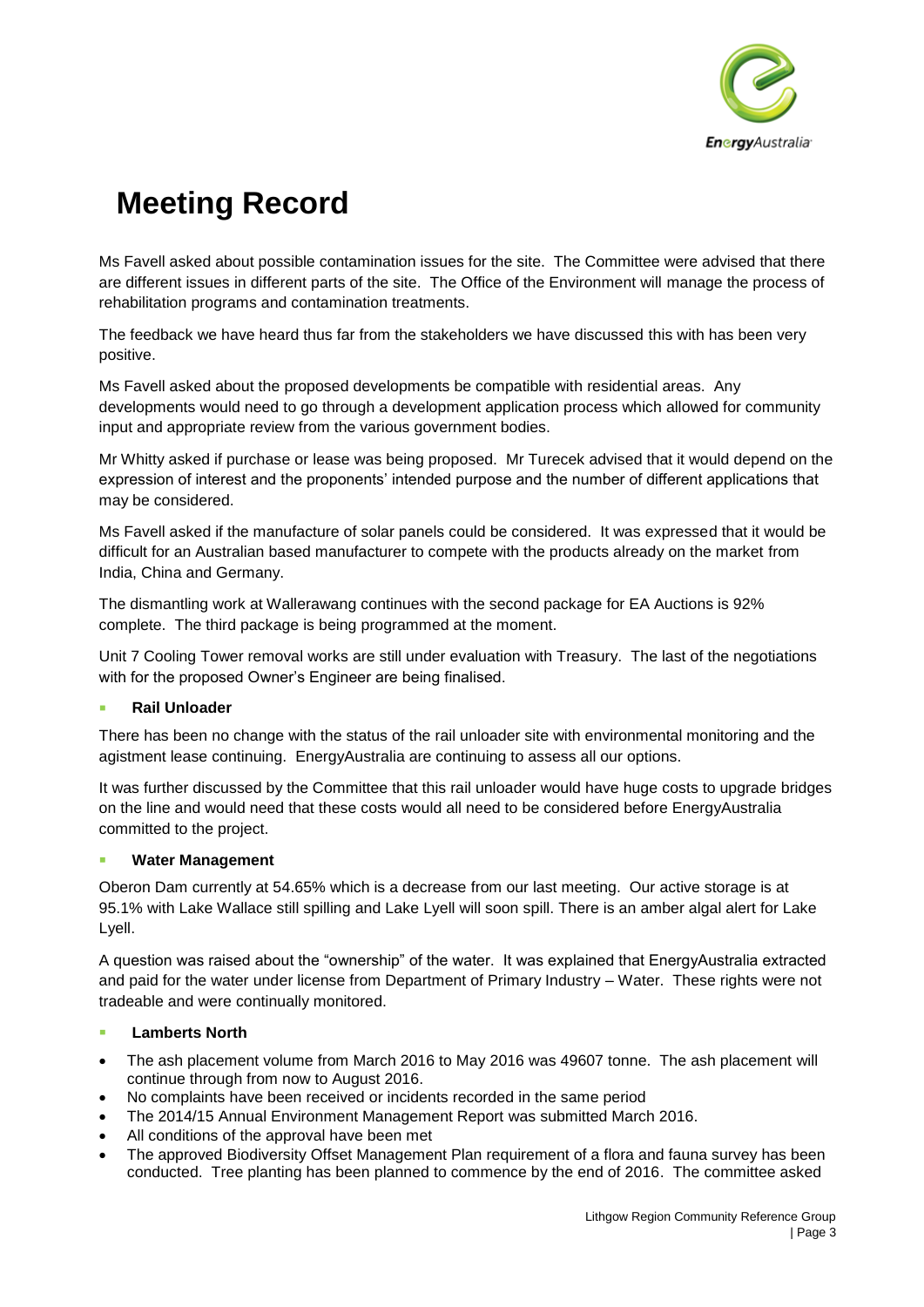# Meeting Record

Ms Favell asked about possible contamination issues for the site. The Committee were advised that there are different issues in different parts of the site. The Office of the Environment will manage the process of rehabilitation programs and contamination treatments.

The feedback we have heard thus far from the stakeholders we have discussed this with has been very positive.

Ms Favell asked about the proposed developments be compatible with residential areas. Any developments would need to go through a development application process which allowed for community input and appropriate review from the various government bodies.

Mr Whitty asked if purchase or lease was being proposed. Mr Turecek advised that it would depend on the expression of interest and the proponents' intended purpose and the number of different applications that may be considered.

Ms Favell asked if the manufacture of solar panels could be considered. It was expressed that it would be difficult for an Australian based manufacturer to compete with the products already on the market from India, China and Germany.

The dismantling work at Wallerawang continues with the second package for EA Auctions is 92% complete. The third package is being programmed at the moment.

Unit 7 Cooling Tower removal works are still under evaluation with Treasury. The last of the negotiations with for the proposed Owner's Engineer are being finalised.

- **Rail Unloader**

There has been no change with the status of the rail unloader site with environmental monitoring and the agistment lease continuing. EnergyAustralia are continuing to assess all our options.

It was further discussed by the Committee that this rail unloader would have huge costs to upgrade bridges on the line and would need that these costs would all need to be considered before EnergyAustralia committed to the project.

- **Water Management**

Oberon Dam currently at 54.65% which is a decrease from our last meeting. Our active storage is at 95.1% with Lake Wallace still spilling and Lake Lyell will soon spill. There is an amber algal alert for Lake Lyell.

A question was raised about the "ownership" of the water. It was explained that EnergyAustralia extracted and paid for the water under license from Department of Primary Industry – Water. These rights were not tradeable and were continually monitored.

- **Lamberts North**

- The ash placement volume from March 2016 to May 2016 was 49607 tonne. The ash placement will continue through from now to August 2016.
- No complaints have been received or incidents recorded in the same period
- The 2014/15 Annual Environment Management Report was submitted March 2016.
- All conditions of the approval have been met
- The approved Biodiversity Offset Management Plan requirement of a flora and fauna survey has been conducted. Tree planting has been planned to commence by the end of 2016. The committee asked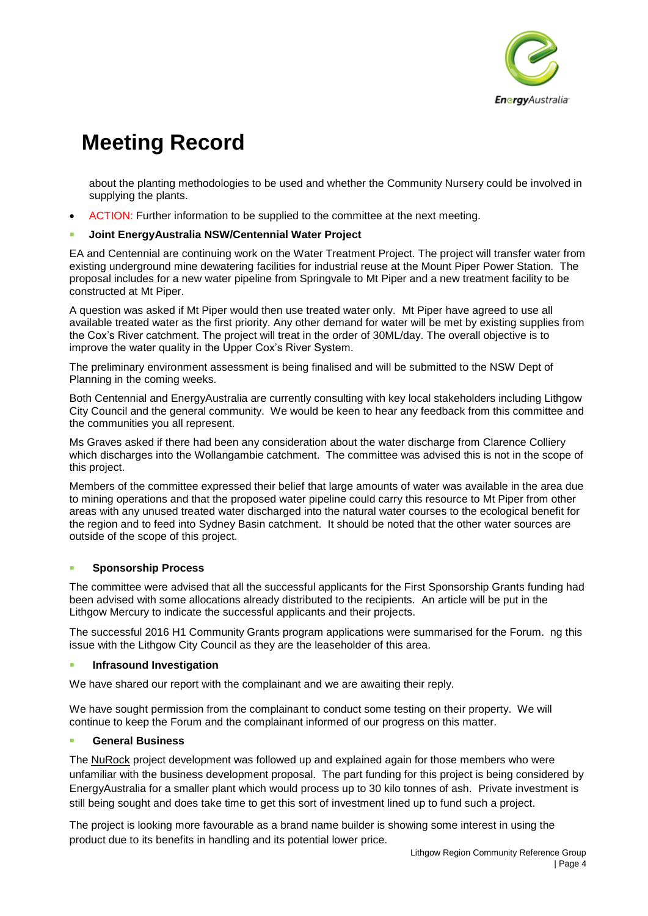# Meeting Record

about the planting methodologies to be used and whether the Community Nursery could be involved in supplying the plants.

- ACTION: Further information to be supplied to the committee at the next meeting.

- **Joint EnergyAustralia NSW/Centennial Water Project**

EA and Centennial are continuing work on the Water Treatment Project. The project will transfer water from existing underground mine dewatering facilities for industrial reuse at the Mount Piper Power Station. The proposal includes for a new water pipeline from Springvale to Mt Piper and a new treatment facility to be constructed at Mt Piper.

A question was asked if Mt Piper would then use treated water only. Mt Piper have agreed to use all available treated water as the first priority. Any other demand for water will be met by existing supplies from the Cox's River catchment. The project will treat in the order of 30ML/day. The overall objective is to improve the water quality in the Upper Cox's River System.

The preliminary environment assessment is being finalised and will be submitted to the NSW Dept of Planning in the coming weeks.

Both Centennial and EnergyAustralia are currently consulting with key local stakeholders including Lithgow City Council and the general community. We would be keen to hear any feedback from this committee and the communities you all represent.

Ms Graves asked if there had been any consideration about the water discharge from Clarence Colliery which discharges into the Wollangambie catchment. The committee was advised this is not in the scope of this project.

Members of the committee expressed their belief that large amounts of water was available in the area due to mining operations and that the proposed water pipeline could carry this resource to Mt Piper from other areas with any unused treated water discharged into the natural water courses to the ecological benefit for the region and to feed into Sydney Basin catchment. It should be noted that the other water sources are outside of the scope of this project.

- **Sponsorship Process**

The committee were advised that all the successful applicants for the First Sponsorship Grants funding had been advised with some allocations already distributed to the recipients. An article will be put in the Lithgow Mercury to indicate the successful applicants and their projects.

The successful 2016 H1 Community Grants program applications were summarised for the Forum. ng this issue with the Lithgow City Council as they are the leaseholder of this area.

- **Infrasound Investigation**

We have shared our report with the complainant and we are awaiting their reply.

We have sought permission from the complainant to conduct some testing on their property. We will continue to keep the Forum and the complainant informed of our progress on this matter.

- **General Business**

The NuRock project development was followed up and explained again for those members who were unfamiliar with the business development proposal. The part funding for this project is being considered by EnergyAustralia for a smaller plant which would process up to 30 kilo tonnes of ash. Private investment is still being sought and does take time to get this sort of investment lined up to fund such a project.

The project is looking more favourable as a brand name builder is showing some interest in using the product due to its benefits in handling and its potential lower price.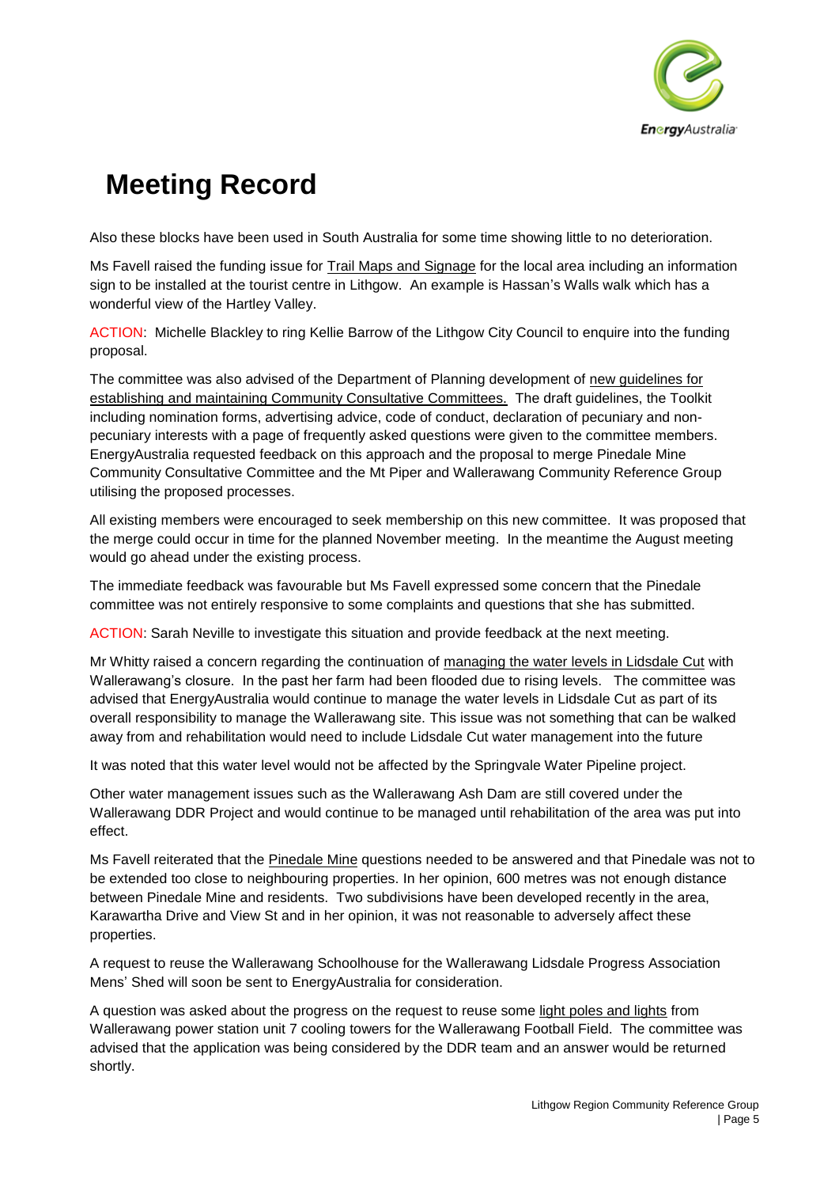# Meeting Record

Also these blocks have been used in South Australia for some time showing little to no deterioration.

Ms Favell raised the funding issue for Trail Maps and Signage for the local area including an information sign to be installed at the tourist centre in Lithgow. An example is Hassan's Walls walk which has a wonderful view of the Hartley Valley.

ACTION: Michelle Blackley to ring Kellie Barrow of the Lithgow City Council to enquire into the funding proposal.

The committee was also advised of the Department of Planning development of new guidelines for establishing and maintaining Community Consultative Committees. The draft guidelines, the Toolkit including nomination forms, advertising advice, code of conduct, declaration of pecuniary and non-pecuniary interests with a page of frequently asked questions were given to the committee members. EnergyAustralia requested feedback on this approach and the proposal to merge Pinedale Mine Community Consultative Committee and the Mt Piper and Wallerawang Community Reference Group utilising the proposed processes.

All existing members were encouraged to seek membership on this new committee. It was proposed that the merge could occur in time for the planned November meeting. In the meantime the August meeting would go ahead under the existing process.

The immediate feedback was favourable but Ms Favell expressed some concern that the Pinedale committee was not entirely responsive to some complaints and questions that she has submitted.

ACTION: Sarah Neville to investigate this situation and provide feedback at the next meeting.

Mr Whitty raised a concern regarding the continuation of managing the water levels in Lidsdale Cut with Wallerawang's closure. In the past her farm had been flooded due to rising levels. The committee was advised that EnergyAustralia would continue to manage the water levels in Lidsdale Cut as part of its overall responsibility to manage the Wallerawang site. This issue was not something that can be walked away from and rehabilitation would need to include Lidsdale Cut water management into the future

It was noted that this water level would not be affected by the Springvale Water Pipeline project.

Other water management issues such as the Wallerawang Ash Dam are still covered under the Wallerawang DDR Project and would continue to be managed until rehabilitation of the area was put into effect.

Ms Favell reiterated that the Pinedale Mine questions needed to be answered and that Pinedale was not to be extended too close to neighbouring properties. In her opinion, 600 metres was not enough distance between Pinedale Mine and residents. Two subdivisions have been developed recently in the area, Karawartha Drive and View St and in her opinion, it was not reasonable to adversely affect these properties.

A request to reuse the Wallerawang Schoolhouse for the Wallerawang Lidsdale Progress Association Mens' Shed will soon be sent to EnergyAustralia for consideration.

A question was asked about the progress on the request to reuse some light poles and lights from Wallerawang power station unit 7 cooling towers for the Wallerawang Football Field. The committee was advised that the application was being considered by the DDR team and an answer would be returned shortly.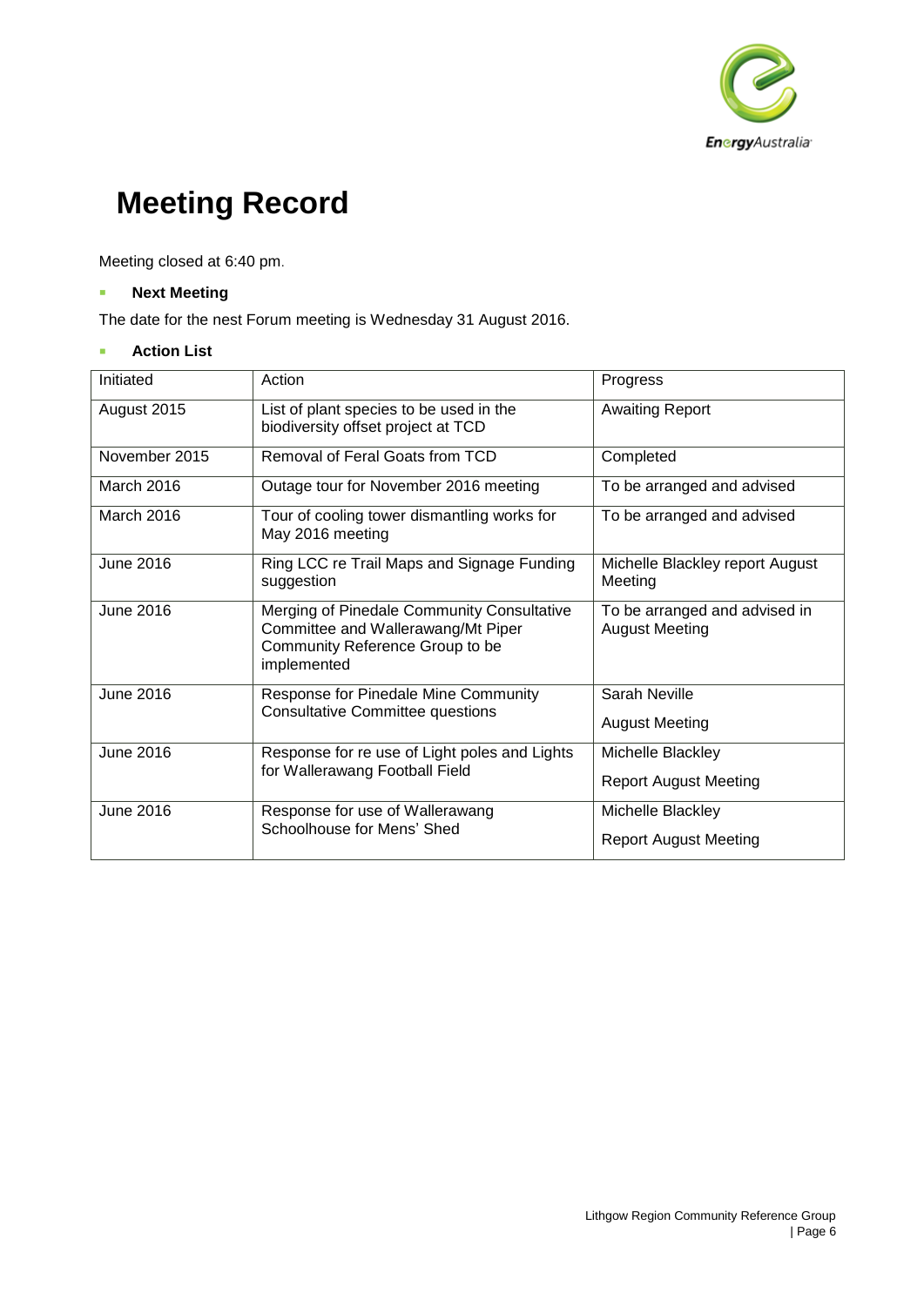# Meeting Record

Meeting closed at 6:40 pm.

- **Next Meeting**

The date for the nest Forum meeting is Wednesday 31 August 2016.

- **Action List**

| Initiated | Action | Progress |
|---|---|---|
| August 2015 | List of plant species to be used in the biodiversity offset project at TCD | Awaiting Report |
| November 2015 | Removal of Feral Goats from TCD | Completed |
| March 2016 | Outage tour for November 2016 meeting | To be arranged and advised |
| March 2016 | Tour of cooling tower dismantling works for May 2016 meeting | To be arranged and advised |
| June 2016 | Ring LCC re Trail Maps and Signage Funding suggestion | Michelle Blackley report August Meeting |
| June 2016 | Merging of Pinedale Community Consultative Committee and Wallerawang/Mt Piper Community Reference Group to be implemented | To be arranged and advised in August Meeting |
| June 2016 | Response for Pinedale Mine Community Consultative Committee questions | Sarah Neville<br><br>August Meeting |
| June 2016 | Response for re use of Light poles and Lights for Wallerawang Football Field | Michelle Blackley<br><br>Report August Meeting |
| June 2016 | Response for use of Wallerawang Schoolhouse for Mens' Shed | Michelle Blackley<br><br>Report August Meeting |